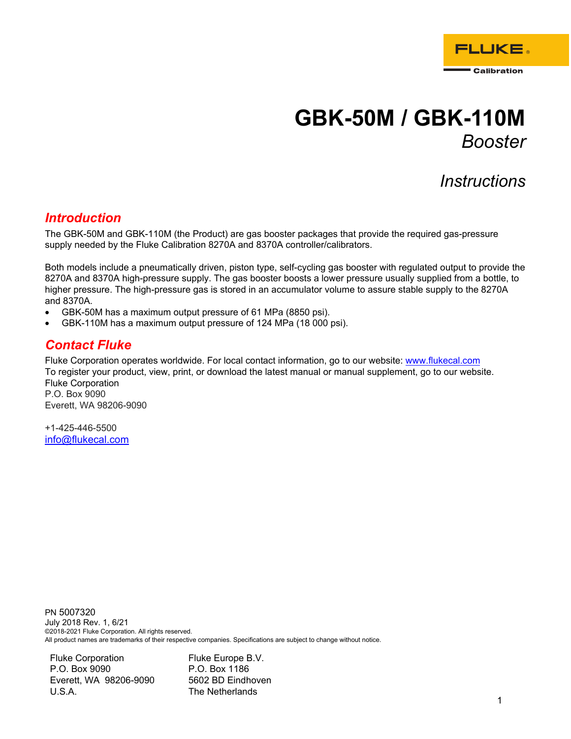FLUKE

Calibration

# GBK-50M / GBK-110M

*Booster*

*Instructions*

## Introduction

The GBK-50M and GBK-110M (the Product) are gas booster packages that provide the required gas-pressure supply needed by the Fluke Calibration 8270A and 8370A controller/calibrators.

Both models include a pneumatically driven, piston type, self-cycling gas booster with regulated output to provide the 8270A and 8370A high-pressure supply. The gas booster boosts a lower pressure usually supplied from a bottle, to higher pressure. The high-pressure gas is stored in an accumulator volume to assure stable supply to the 8270A and 8370A.

- GBK-50M has a maximum output pressure of 61 MPa (8850 psi).
- GBK-110M has a maximum output pressure of 124 MPa (18 000 psi).

## Contact Fluke

Fluke Corporation operates worldwide. For local contact information, go to our website: www.flukecal.com
To register your product, view, print, or download the latest manual or manual supplement, go to our website.
Fluke Corporation
P.O. Box 9090
Everett, WA 98206-9090

+1-425-446-5500
info@flukecal.com

PN 5007320
July 2018 Rev. 1, 6/21
©2018-2021 Fluke Corporation. All rights reserved.
All product names are trademarks of their respective companies. Specifications are subject to change without notice.

Fluke Corporation
P.O. Box 9090
Everett, WA 98206-9090
U.S.A.

Fluke Europe B.V.
P.O. Box 1186
5602 BD Eindhoven
The Netherlands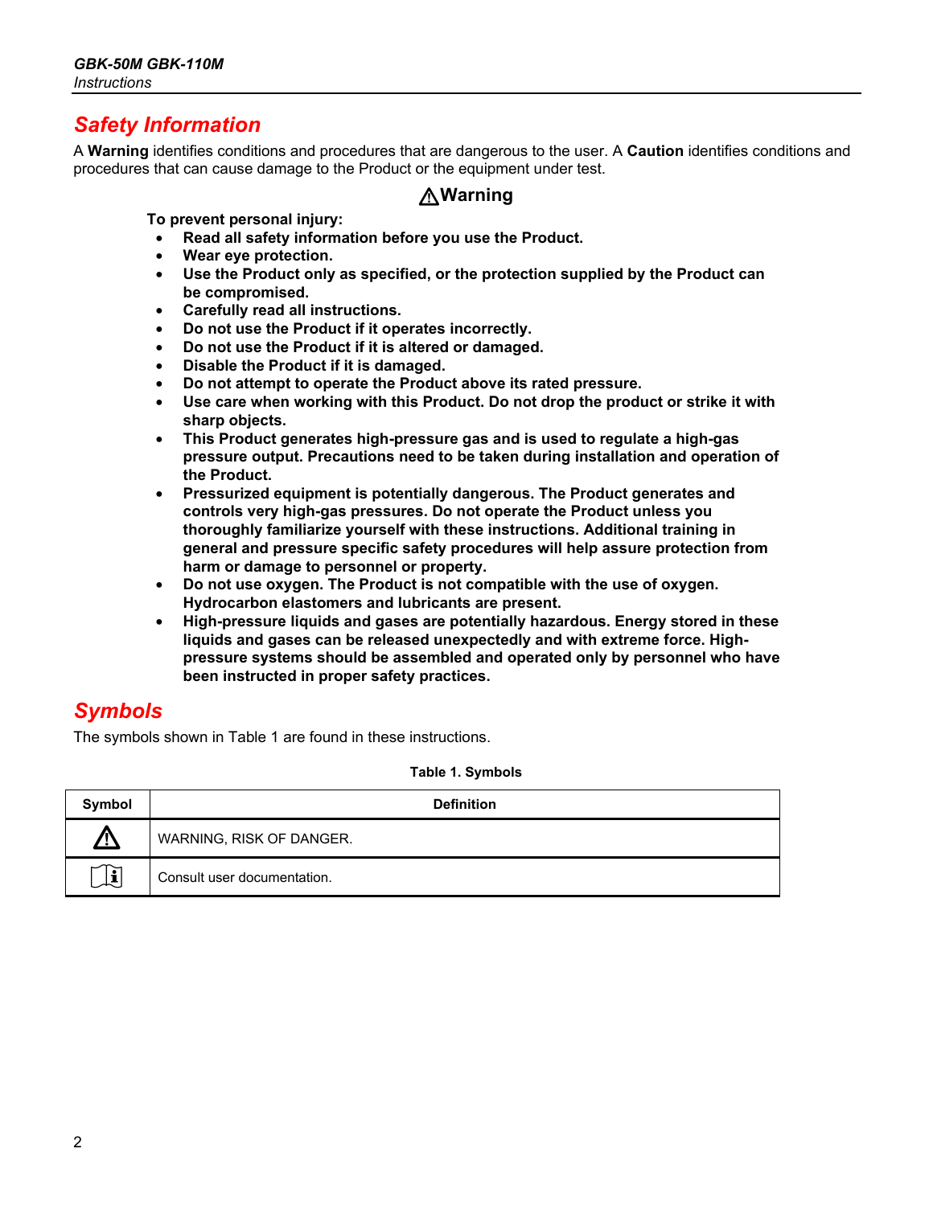## Safety Information

A **Warning** identifies conditions and procedures that are dangerous to the user. A **Caution** identifies conditions and procedures that can cause damage to the Product or the equipment under test.

### ⚠Warning

**To prevent personal injury:**

- **Read all safety information before you use the Product.**
- **Wear eye protection.**
- **Use the Product only as specified, or the protection supplied by the Product can be compromised.**
- **Carefully read all instructions.**
- **Do not use the Product if it operates incorrectly.**
- **Do not use the Product if it is altered or damaged.**
- **Disable the Product if it is damaged.**
- **Do not attempt to operate the Product above its rated pressure.**
- **Use care when working with this Product. Do not drop the product or strike it with sharp objects.**
- **This Product generates high-pressure gas and is used to regulate a high-gas pressure output. Precautions need to be taken during installation and operation of the Product.**
- **Pressurized equipment is potentially dangerous. The Product generates and controls very high-gas pressures. Do not operate the Product unless you thoroughly familiarize yourself with these instructions. Additional training in general and pressure specific safety procedures will help assure protection from harm or damage to personnel or property.**
- **Do not use oxygen. The Product is not compatible with the use of oxygen. Hydrocarbon elastomers and lubricants are present.**
- **High-pressure liquids and gases are potentially hazardous. Energy stored in these liquids and gases can be released unexpectedly and with extreme force. High-pressure systems should be assembled and operated only by personnel who have been instructed in proper safety practices.**

## Symbols

The symbols shown in Table 1 are found in these instructions.

**Table 1. Symbols**

| Symbol | Definition |
|---|---|
| ⚠ | WARNING, RISK OF DANGER. |
| 📖i | Consult user documentation. |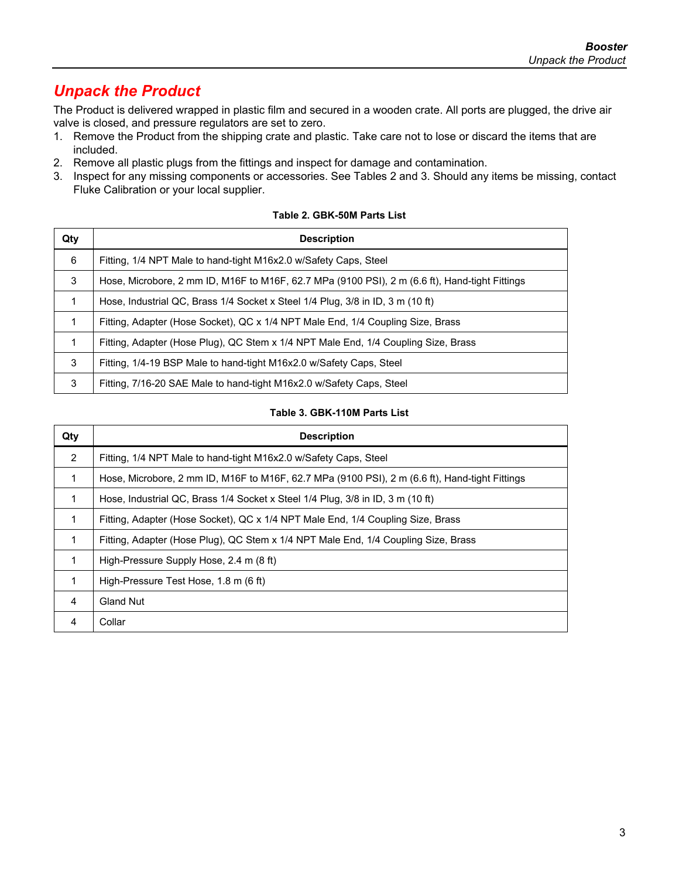# Unpack the Product

The Product is delivered wrapped in plastic film and secured in a wooden crate. All ports are plugged, the drive air valve is closed, and pressure regulators are set to zero.

1. Remove the Product from the shipping crate and plastic. Take care not to lose or discard the items that are included.
2. Remove all plastic plugs from the fittings and inspect for damage and contamination.
3. Inspect for any missing components or accessories. See Tables 2 and 3. Should any items be missing, contact Fluke Calibration or your local supplier.

**Table 2. GBK-50M Parts List**

| Qty | Description |
|---|---|
| 6 | Fitting, 1/4 NPT Male to hand-tight M16x2.0 w/Safety Caps, Steel |
| 3 | Hose, Microbore, 2 mm ID, M16F to M16F, 62.7 MPa (9100 PSI), 2 m (6.6 ft), Hand-tight Fittings |
| 1 | Hose, Industrial QC, Brass 1/4 Socket x Steel 1/4 Plug, 3/8 in ID, 3 m (10 ft) |
| 1 | Fitting, Adapter (Hose Socket), QC x 1/4 NPT Male End, 1/4 Coupling Size, Brass |
| 1 | Fitting, Adapter (Hose Plug), QC Stem x 1/4 NPT Male End, 1/4 Coupling Size, Brass |
| 3 | Fitting, 1/4-19 BSP Male to hand-tight M16x2.0 w/Safety Caps, Steel |
| 3 | Fitting, 7/16-20 SAE Male to hand-tight M16x2.0 w/Safety Caps, Steel |

**Table 3. GBK-110M Parts List**

| Qty | Description |
|---|---|
| 2 | Fitting, 1/4 NPT Male to hand-tight M16x2.0 w/Safety Caps, Steel |
| 1 | Hose, Microbore, 2 mm ID, M16F to M16F, 62.7 MPa (9100 PSI), 2 m (6.6 ft), Hand-tight Fittings |
| 1 | Hose, Industrial QC, Brass 1/4 Socket x Steel 1/4 Plug, 3/8 in ID, 3 m (10 ft) |
| 1 | Fitting, Adapter (Hose Socket), QC x 1/4 NPT Male End, 1/4 Coupling Size, Brass |
| 1 | Fitting, Adapter (Hose Plug), QC Stem x 1/4 NPT Male End, 1/4 Coupling Size, Brass |
| 1 | High-Pressure Supply Hose, 2.4 m (8 ft) |
| 1 | High-Pressure Test Hose, 1.8 m (6 ft) |
| 4 | Gland Nut |
| 4 | Collar |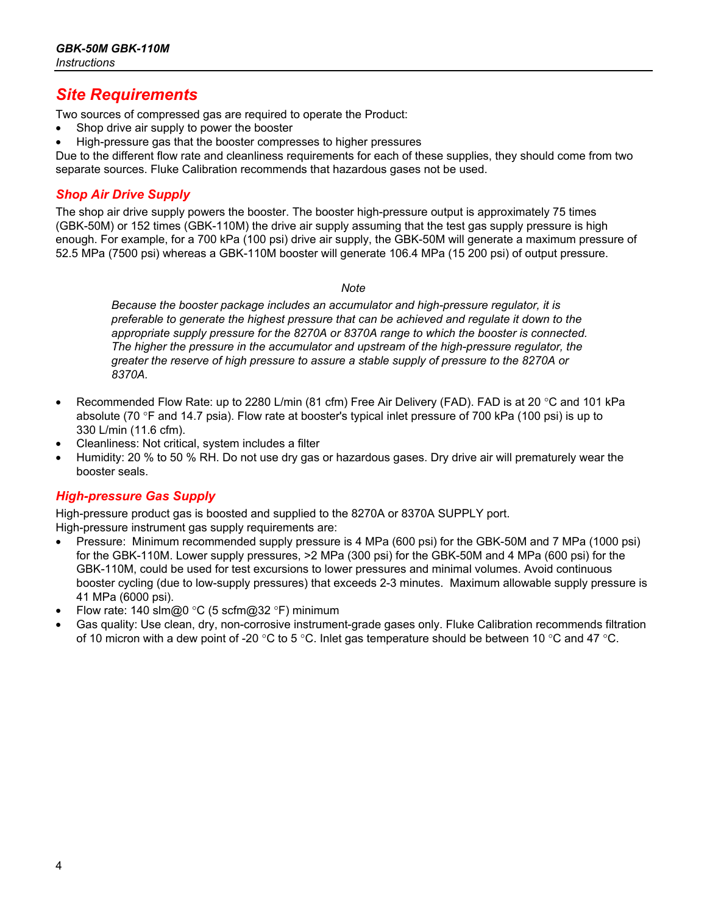## Site Requirements

Two sources of compressed gas are required to operate the Product:

- Shop drive air supply to power the booster
- High-pressure gas that the booster compresses to higher pressures

Due to the different flow rate and cleanliness requirements for each of these supplies, they should come from two separate sources. Fluke Calibration recommends that hazardous gases not be used.

### Shop Air Drive Supply

The shop air drive supply powers the booster. The booster high-pressure output is approximately 75 times (GBK-50M) or 152 times (GBK-110M) the drive air supply assuming that the test gas supply pressure is high enough. For example, for a 700 kPa (100 psi) drive air supply, the GBK-50M will generate a maximum pressure of 52.5 MPa (7500 psi) whereas a GBK-110M booster will generate 106.4 MPa (15 200 psi) of output pressure.

*Note*

*Because the booster package includes an accumulator and high-pressure regulator, it is preferable to generate the highest pressure that can be achieved and regulate it down to the appropriate supply pressure for the 8270A or 8370A range to which the booster is connected. The higher the pressure in the accumulator and upstream of the high-pressure regulator, the greater the reserve of high pressure to assure a stable supply of pressure to the 8270A or 8370A.*

- Recommended Flow Rate: up to 2280 L/min (81 cfm) Free Air Delivery (FAD). FAD is at 20 °C and 101 kPa absolute (70 °F and 14.7 psia). Flow rate at booster's typical inlet pressure of 700 kPa (100 psi) is up to 330 L/min (11.6 cfm).
- Cleanliness: Not critical, system includes a filter
- Humidity: 20 % to 50 % RH. Do not use dry gas or hazardous gases. Dry drive air will prematurely wear the booster seals.

### High-pressure Gas Supply

High-pressure product gas is boosted and supplied to the 8270A or 8370A SUPPLY port.
High-pressure instrument gas supply requirements are:

- Pressure: Minimum recommended supply pressure is 4 MPa (600 psi) for the GBK-50M and 7 MPa (1000 psi) for the GBK-110M. Lower supply pressures, >2 MPa (300 psi) for the GBK-50M and 4 MPa (600 psi) for the GBK-110M, could be used for test excursions to lower pressures and minimal volumes. Avoid continuous booster cycling (due to low-supply pressures) that exceeds 2-3 minutes. Maximum allowable supply pressure is 41 MPa (6000 psi).
- Flow rate: 140 slm@0 °C (5 scfm@32 °F) minimum
- Gas quality: Use clean, dry, non-corrosive instrument-grade gases only. Fluke Calibration recommends filtration of 10 micron with a dew point of -20 °C to 5 °C. Inlet gas temperature should be between 10 °C and 47 °C.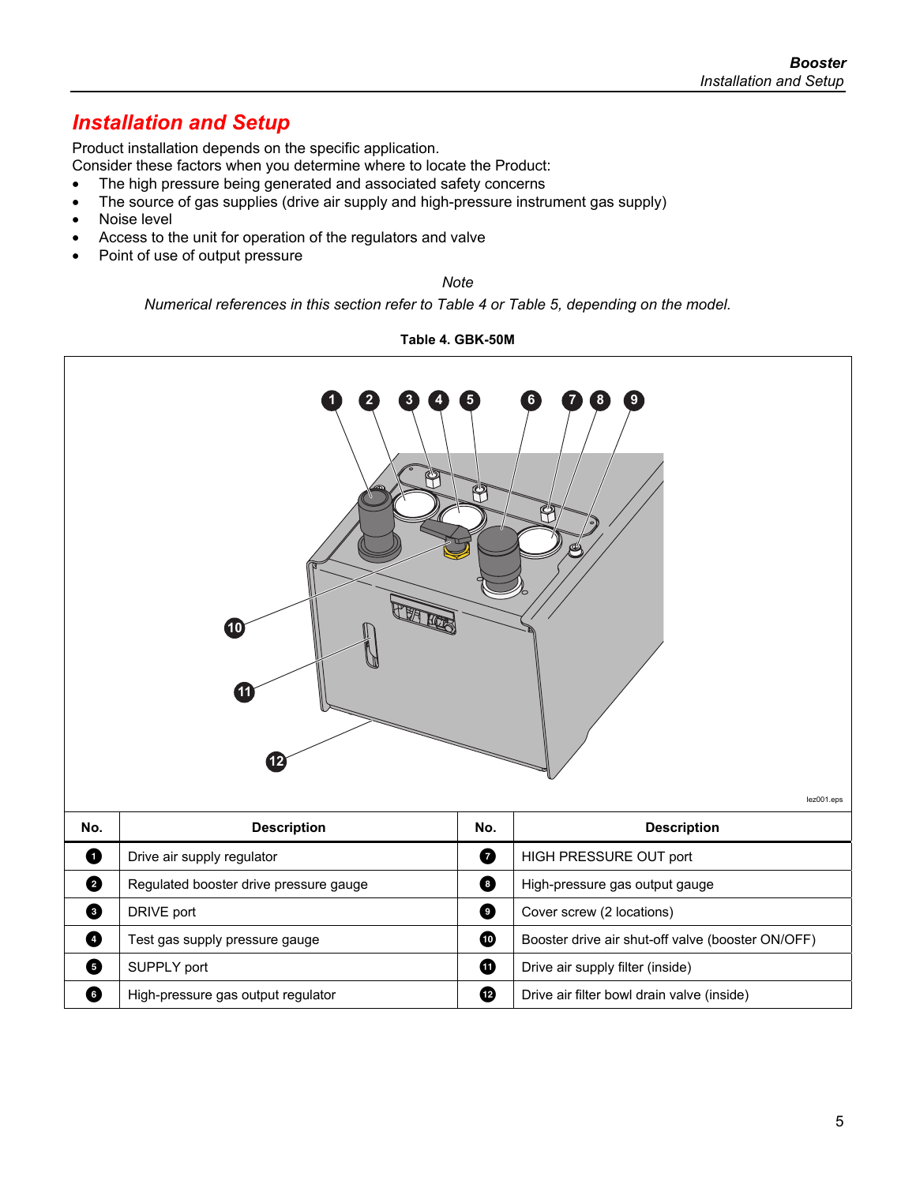## Installation and Setup

Product installation depends on the specific application.
Consider these factors when you determine where to locate the Product:

- The high pressure being generated and associated safety concerns
- The source of gas supplies (drive air supply and high-pressure instrument gas supply)
- Noise level
- Access to the unit for operation of the regulators and valve
- Point of use of output pressure

*Note*

*Numerical references in this section refer to Table 4 or Table 5, depending on the model.*

**Table 4. GBK-50M**

1 2 3 4 5 6 7 8 9

10

11

12

lez001.eps

| No. | Description | No. | Description |
|---|---|---|---|
| 1 | Drive air supply regulator | 7 | HIGH PRESSURE OUT port |
| 2 | Regulated booster drive pressure gauge | 8 | High-pressure gas output gauge |
| 3 | DRIVE port | 9 | Cover screw (2 locations) |
| 4 | Test gas supply pressure gauge | 10 | Booster drive air shut-off valve (booster ON/OFF) |
| 5 | SUPPLY port | 11 | Drive air supply filter (inside) |
| 6 | High-pressure gas output regulator | 12 | Drive air filter bowl drain valve (inside) |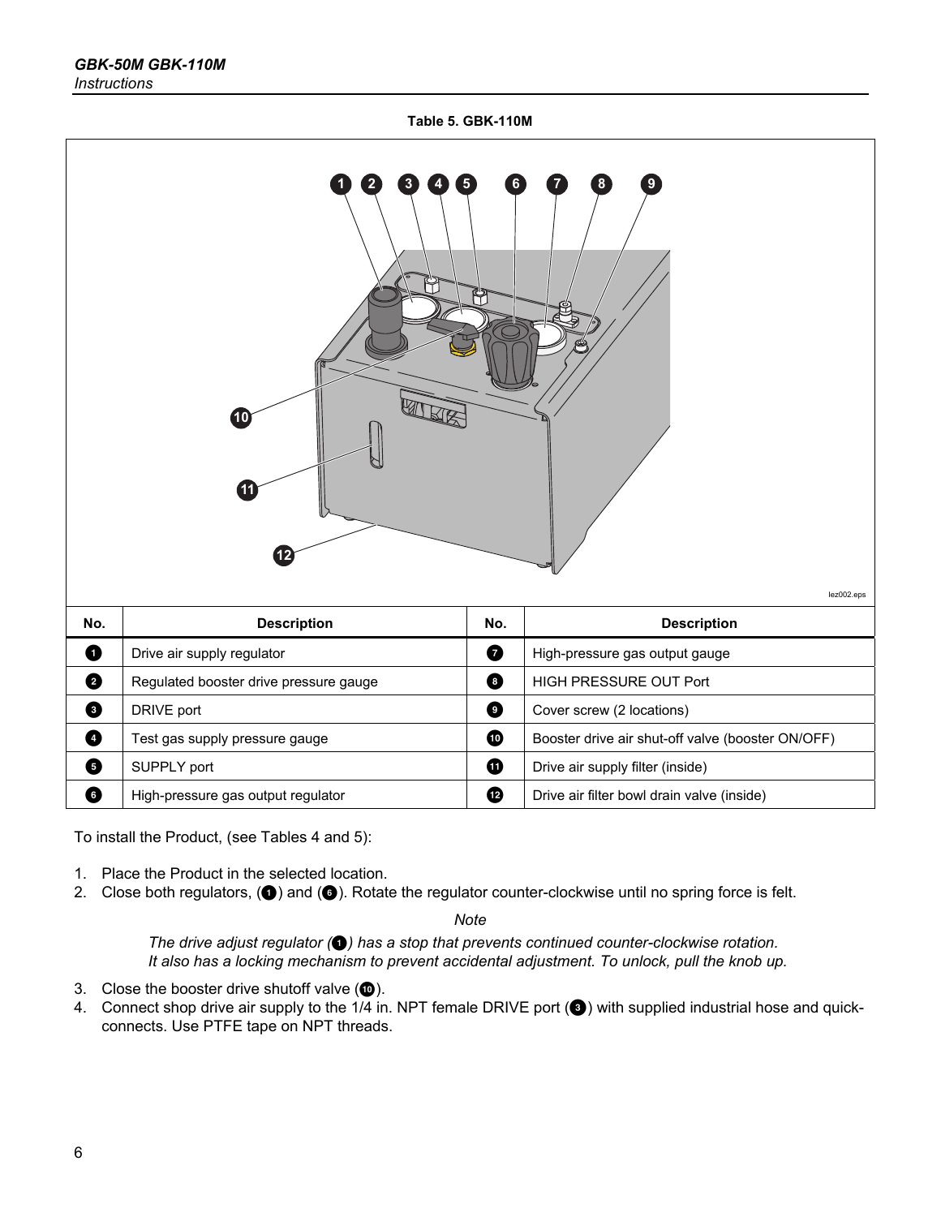**Table 5. GBK-110M**

| No. | Description | No. | Description |
| --- | --- | --- | --- |
| 1 | Drive air supply regulator | 7 | High-pressure gas output gauge |
| 2 | Regulated booster drive pressure gauge | 8 | HIGH PRESSURE OUT Port |
| 3 | DRIVE port | 9 | Cover screw (2 locations) |
| 4 | Test gas supply pressure gauge | 10 | Booster drive air shut-off valve (booster ON/OFF) |
| 5 | SUPPLY port | 11 | Drive air supply filter (inside) |
| 6 | High-pressure gas output regulator | 12 | Drive air filter bowl drain valve (inside) |

To install the Product, (see Tables 4 and 5):

1. Place the Product in the selected location.
2. Close both regulators, (1) and (6). Rotate the regulator counter-clockwise until no spring force is felt.

*Note*

*The drive adjust regulator (1) has a stop that prevents continued counter-clockwise rotation. It also has a locking mechanism to prevent accidental adjustment. To unlock, pull the knob up.*

3. Close the booster drive shutoff valve (10).
4. Connect shop drive air supply to the 1/4 in. NPT female DRIVE port (3) with supplied industrial hose and quick-connects. Use PTFE tape on NPT threads.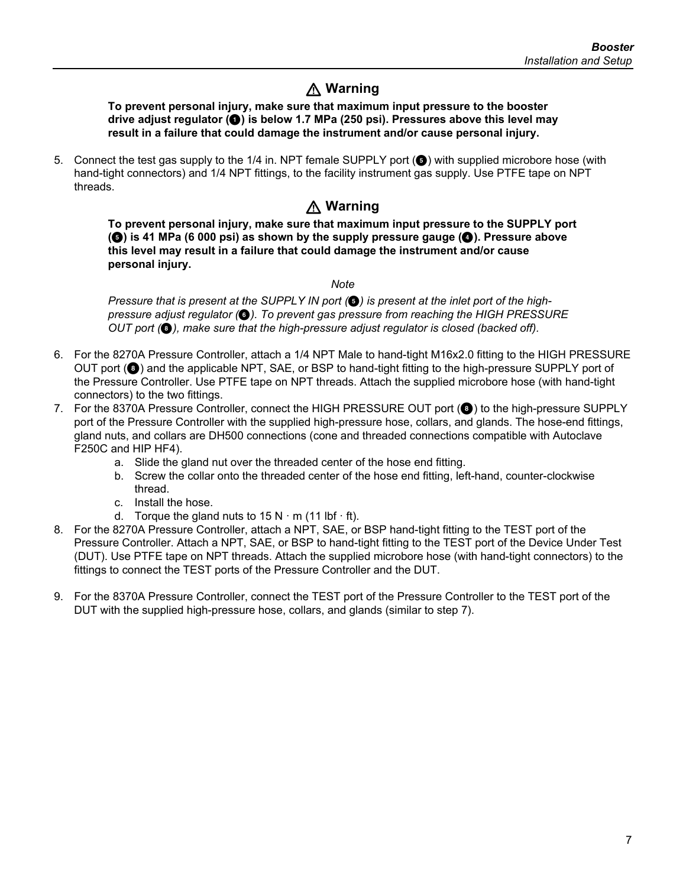### ⚠ Warning

**To prevent personal injury, make sure that maximum input pressure to the booster drive adjust regulator (❶) is below 1.7 MPa (250 psi). Pressures above this level may result in a failure that could damage the instrument and/or cause personal injury.**

5. Connect the test gas supply to the 1/4 in. NPT female SUPPLY port (❺) with supplied microbore hose (with hand-tight connectors) and 1/4 NPT fittings, to the facility instrument gas supply. Use PTFE tape on NPT threads.

### ⚠ Warning

**To prevent personal injury, make sure that maximum input pressure to the SUPPLY port (❺) is 41 MPa (6 000 psi) as shown by the supply pressure gauge (❹). Pressure above this level may result in a failure that could damage the instrument and/or cause personal injury.**

*Note*

*Pressure that is present at the SUPPLY IN port (❺) is present at the inlet port of the high-pressure adjust regulator (❻). To prevent gas pressure from reaching the HIGH PRESSURE OUT port (❽), make sure that the high-pressure adjust regulator is closed (backed off).*

6. For the 8270A Pressure Controller, attach a 1/4 NPT Male to hand-tight M16x2.0 fitting to the HIGH PRESSURE OUT port (❽) and the applicable NPT, SAE, or BSP to hand-tight fitting to the high-pressure SUPPLY port of the Pressure Controller. Use PTFE tape on NPT threads. Attach the supplied microbore hose (with hand-tight connectors) to the two fittings.
7. For the 8370A Pressure Controller, connect the HIGH PRESSURE OUT port (❽) to the high-pressure SUPPLY port of the Pressure Controller with the supplied high-pressure hose, collars, and glands. The hose-end fittings, gland nuts, and collars are DH500 connections (cone and threaded connections compatible with Autoclave F250C and HIP HF4).
   a. Slide the gland nut over the threaded center of the hose end fitting.
   b. Screw the collar onto the threaded center of the hose end fitting, left-hand, counter-clockwise thread.
   c. Install the hose.
   d. Torque the gland nuts to 15 N · m (11 lbf · ft).
8. For the 8270A Pressure Controller, attach a NPT, SAE, or BSP hand-tight fitting to the TEST port of the Pressure Controller. Attach a NPT, SAE, or BSP to hand-tight fitting to the TEST port of the Device Under Test (DUT). Use PTFE tape on NPT threads. Attach the supplied microbore hose (with hand-tight connectors) to the fittings to connect the TEST ports of the Pressure Controller and the DUT.

9. For the 8370A Pressure Controller, connect the TEST port of the Pressure Controller to the TEST port of the DUT with the supplied high-pressure hose, collars, and glands (similar to step 7).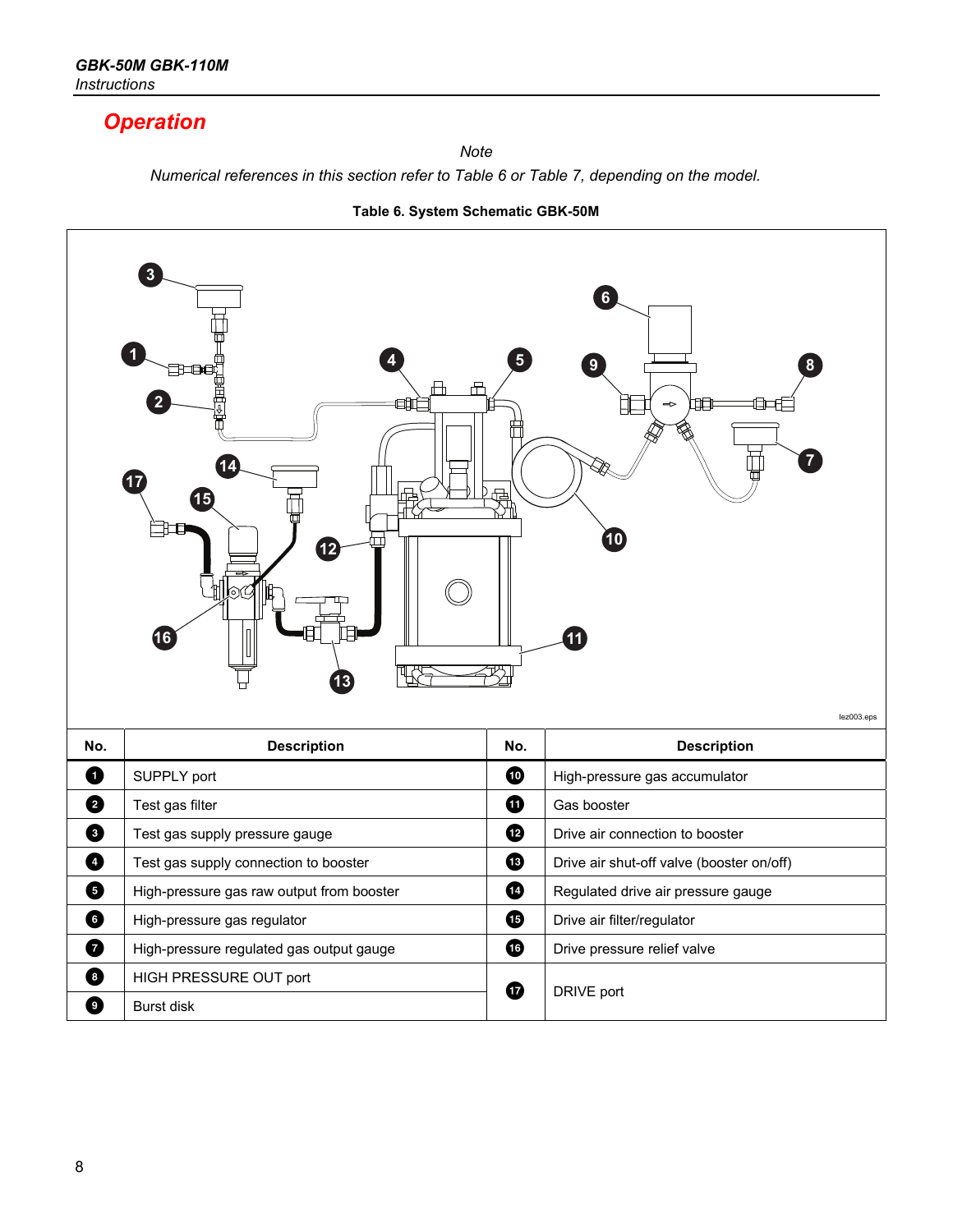## Operation

*Note*

*Numerical references in this section refer to Table 6 or Table 7, depending on the model.*

**Table 6. System Schematic GBK-50M**

| No. | Description | No. | Description |
|---|---|---|---|
| 1 | SUPPLY port | 10 | High-pressure gas accumulator |
| 2 | Test gas filter | 11 | Gas booster |
| 3 | Test gas supply pressure gauge | 12 | Drive air connection to booster |
| 4 | Test gas supply connection to booster | 13 | Drive air shut-off valve (booster on/off) |
| 5 | High-pressure gas raw output from booster | 14 | Regulated drive air pressure gauge |
| 6 | High-pressure gas regulator | 15 | Drive air filter/regulator |
| 7 | High-pressure regulated gas output gauge | 16 | Drive pressure relief valve |
| 8 | HIGH PRESSURE OUT port | 17 | DRIVE port |
| 9 | Burst disk | | |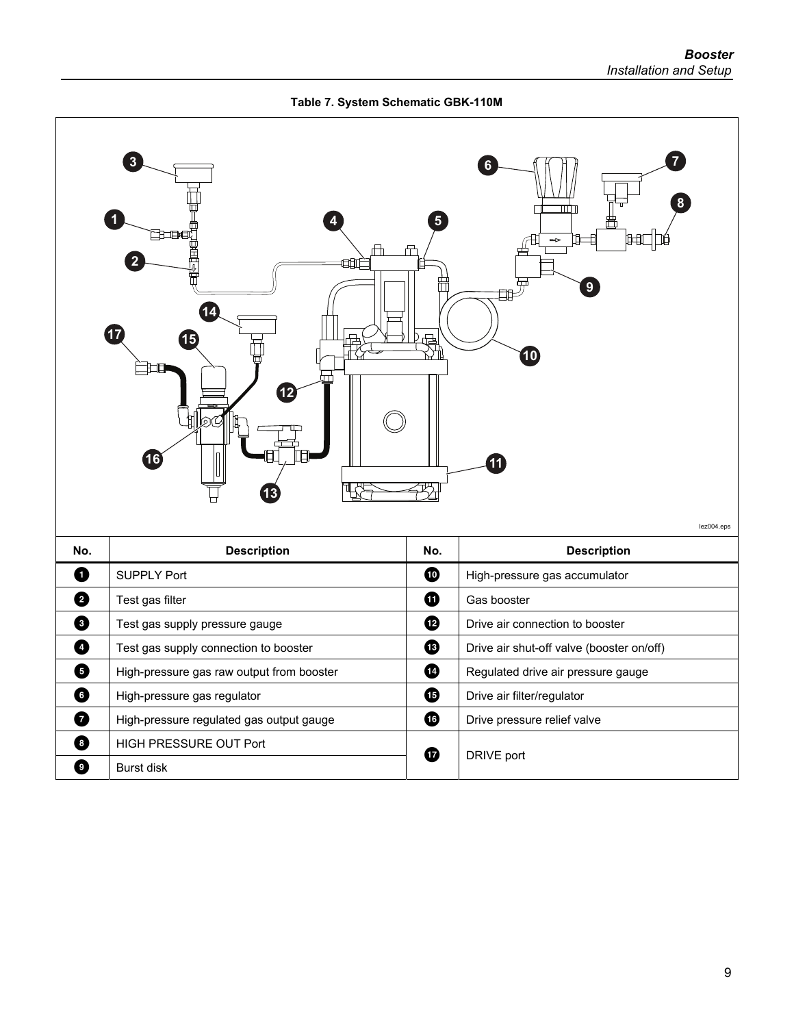**Table 7. System Schematic GBK-110M**

3
6
7
8
1
4
5
2
9
14
17
15
10
12
16
11
13

lez004.eps

| No. | Description | No. | Description |
|---|---|---|---|
| 1 | SUPPLY Port | 10 | High-pressure gas accumulator |
| 2 | Test gas filter | 11 | Gas booster |
| 3 | Test gas supply pressure gauge | 12 | Drive air connection to booster |
| 4 | Test gas supply connection to booster | 13 | Drive air shut-off valve (booster on/off) |
| 5 | High-pressure gas raw output from booster | 14 | Regulated drive air pressure gauge |
| 6 | High-pressure gas regulator | 15 | Drive air filter/regulator |
| 7 | High-pressure regulated gas output gauge | 16 | Drive pressure relief valve |
| 8 | HIGH PRESSURE OUT Port | 17 | DRIVE port |
| 9 | Burst disk | | |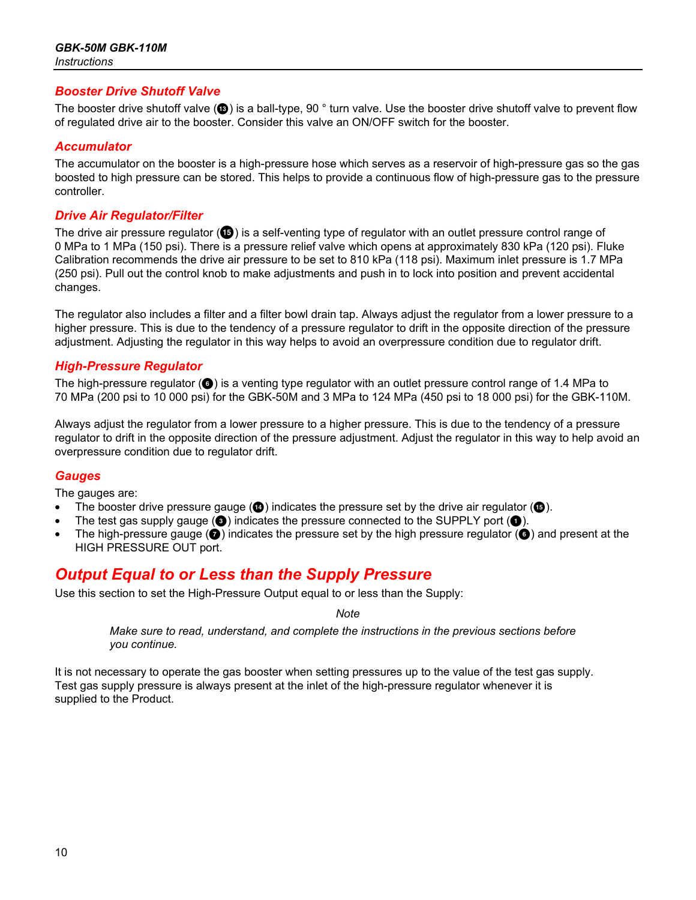### Booster Drive Shutoff Valve

The booster drive shutoff valve (13) is a ball-type, 90 ° turn valve. Use the booster drive shutoff valve to prevent flow of regulated drive air to the booster. Consider this valve an ON/OFF switch for the booster.

### Accumulator

The accumulator on the booster is a high-pressure hose which serves as a reservoir of high-pressure gas so the gas boosted to high pressure can be stored. This helps to provide a continuous flow of high-pressure gas to the pressure controller.

### Drive Air Regulator/Filter

The drive air pressure regulator (15) is a self-venting type of regulator with an outlet pressure control range of 0 MPa to 1 MPa (150 psi). There is a pressure relief valve which opens at approximately 830 kPa (120 psi). Fluke Calibration recommends the drive air pressure to be set to 810 kPa (118 psi). Maximum inlet pressure is 1.7 MPa (250 psi). Pull out the control knob to make adjustments and push in to lock into position and prevent accidental changes.

The regulator also includes a filter and a filter bowl drain tap. Always adjust the regulator from a lower pressure to a higher pressure. This is due to the tendency of a pressure regulator to drift in the opposite direction of the pressure adjustment. Adjusting the regulator in this way helps to avoid an overpressure condition due to regulator drift.

### High-Pressure Regulator

The high-pressure regulator (6) is a venting type regulator with an outlet pressure control range of 1.4 MPa to 70 MPa (200 psi to 10 000 psi) for the GBK-50M and 3 MPa to 124 MPa (450 psi to 18 000 psi) for the GBK-110M.

Always adjust the regulator from a lower pressure to a higher pressure. This is due to the tendency of a pressure regulator to drift in the opposite direction of the pressure adjustment. Adjust the regulator in this way to help avoid an overpressure condition due to regulator drift.

### Gauges

The gauges are:

- The booster drive pressure gauge (14) indicates the pressure set by the drive air regulator (15).
- The test gas supply gauge (3) indicates the pressure connected to the SUPPLY port (1).
- The high-pressure gauge (7) indicates the pressure set by the high pressure regulator (6) and present at the HIGH PRESSURE OUT port.

## Output Equal to or Less than the Supply Pressure

Use this section to set the High-Pressure Output equal to or less than the Supply:

*Note*

*Make sure to read, understand, and complete the instructions in the previous sections before you continue.*

It is not necessary to operate the gas booster when setting pressures up to the value of the test gas supply. Test gas supply pressure is always present at the inlet of the high-pressure regulator whenever it is supplied to the Product.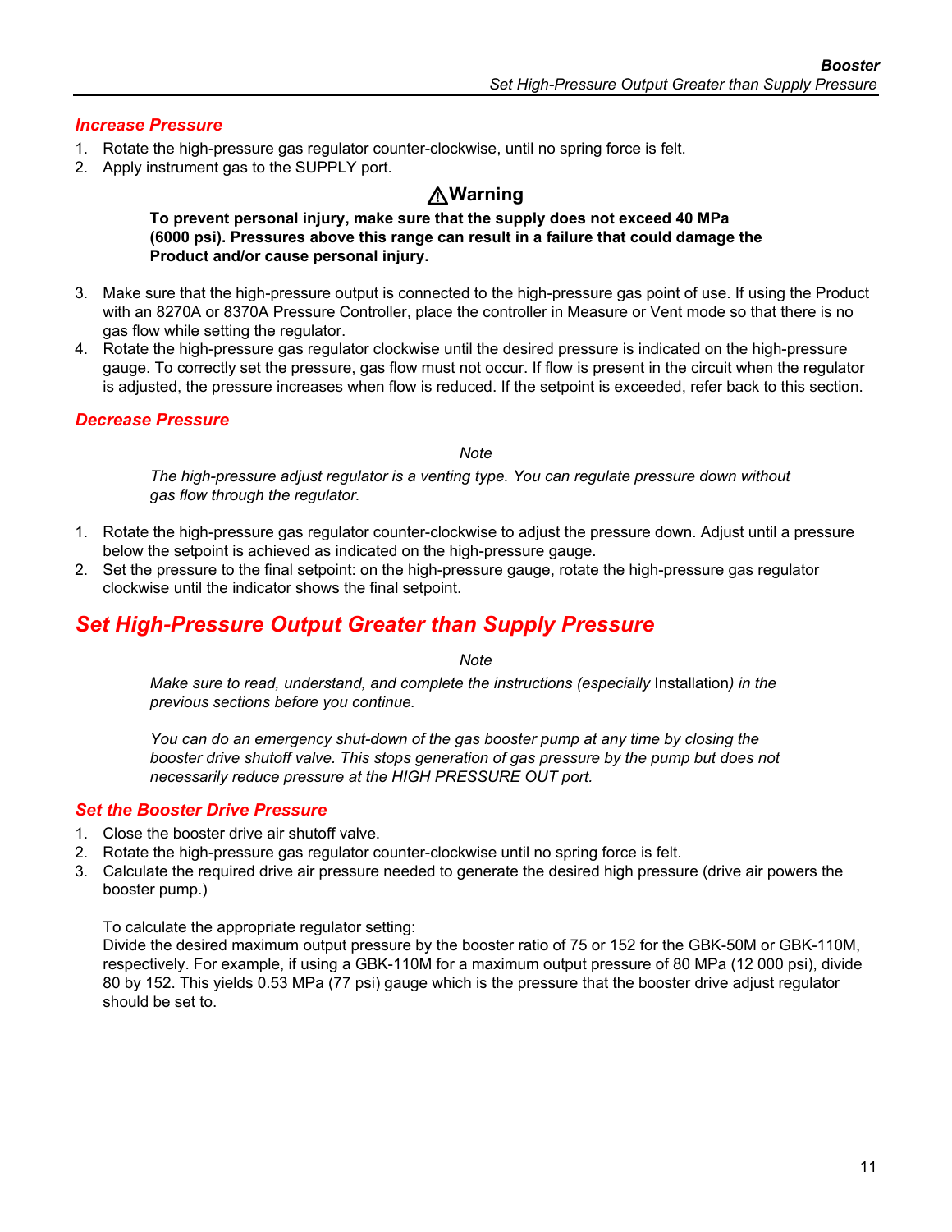### Increase Pressure

1. Rotate the high-pressure gas regulator counter-clockwise, until no spring force is felt.
2. Apply instrument gas to the SUPPLY port.

**⚠Warning**

**To prevent personal injury, make sure that the supply does not exceed 40 MPa (6000 psi). Pressures above this range can result in a failure that could damage the Product and/or cause personal injury.**

3. Make sure that the high-pressure output is connected to the high-pressure gas point of use. If using the Product with an 8270A or 8370A Pressure Controller, place the controller in Measure or Vent mode so that there is no gas flow while setting the regulator.
4. Rotate the high-pressure gas regulator clockwise until the desired pressure is indicated on the high-pressure gauge. To correctly set the pressure, gas flow must not occur. If flow is present in the circuit when the regulator is adjusted, the pressure increases when flow is reduced. If the setpoint is exceeded, refer back to this section.

### Decrease Pressure

*Note*

*The high-pressure adjust regulator is a venting type. You can regulate pressure down without gas flow through the regulator.*

1. Rotate the high-pressure gas regulator counter-clockwise to adjust the pressure down. Adjust until a pressure below the setpoint is achieved as indicated on the high-pressure gauge.
2. Set the pressure to the final setpoint: on the high-pressure gauge, rotate the high-pressure gas regulator clockwise until the indicator shows the final setpoint.

## Set High-Pressure Output Greater than Supply Pressure

*Note*

*Make sure to read, understand, and complete the instructions (especially* Installation*) in the previous sections before you continue.*

*You can do an emergency shut-down of the gas booster pump at any time by closing the booster drive shutoff valve. This stops generation of gas pressure by the pump but does not necessarily reduce pressure at the HIGH PRESSURE OUT port.*

### Set the Booster Drive Pressure

1. Close the booster drive air shutoff valve.
2. Rotate the high-pressure gas regulator counter-clockwise until no spring force is felt.
3. Calculate the required drive air pressure needed to generate the desired high pressure (drive air powers the booster pump.)

   To calculate the appropriate regulator setting:
   Divide the desired maximum output pressure by the booster ratio of 75 or 152 for the GBK-50M or GBK-110M, respectively. For example, if using a GBK-110M for a maximum output pressure of 80 MPa (12 000 psi), divide 80 by 152. This yields 0.53 MPa (77 psi) gauge which is the pressure that the booster drive adjust regulator should be set to.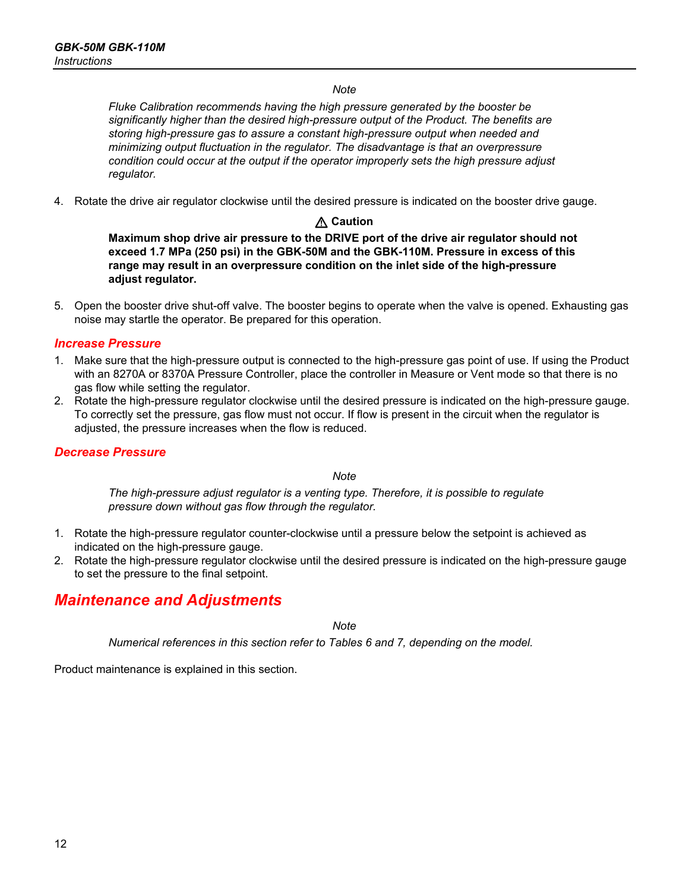*Note*

*Fluke Calibration recommends having the high pressure generated by the booster be significantly higher than the desired high-pressure output of the Product. The benefits are storing high-pressure gas to assure a constant high-pressure output when needed and minimizing output fluctuation in the regulator. The disadvantage is that an overpressure condition could occur at the output if the operator improperly sets the high pressure adjust regulator.*

4. Rotate the drive air regulator clockwise until the desired pressure is indicated on the booster drive gauge.

**⚠ Caution**

**Maximum shop drive air pressure to the DRIVE port of the drive air regulator should not exceed 1.7 MPa (250 psi) in the GBK-50M and the GBK-110M. Pressure in excess of this range may result in an overpressure condition on the inlet side of the high-pressure adjust regulator.**

5. Open the booster drive shut-off valve. The booster begins to operate when the valve is opened. Exhausting gas noise may startle the operator. Be prepared for this operation.

### *Increase Pressure*

1. Make sure that the high-pressure output is connected to the high-pressure gas point of use. If using the Product with an 8270A or 8370A Pressure Controller, place the controller in Measure or Vent mode so that there is no gas flow while setting the regulator.
2. Rotate the high-pressure regulator clockwise until the desired pressure is indicated on the high-pressure gauge. To correctly set the pressure, gas flow must not occur. If flow is present in the circuit when the regulator is adjusted, the pressure increases when the flow is reduced.

### *Decrease Pressure*

*Note*

*The high-pressure adjust regulator is a venting type. Therefore, it is possible to regulate pressure down without gas flow through the regulator.*

1. Rotate the high-pressure regulator counter-clockwise until a pressure below the setpoint is achieved as indicated on the high-pressure gauge.
2. Rotate the high-pressure regulator clockwise until the desired pressure is indicated on the high-pressure gauge to set the pressure to the final setpoint.

## *Maintenance and Adjustments*

*Note*

*Numerical references in this section refer to Tables 6 and 7, depending on the model.*

Product maintenance is explained in this section.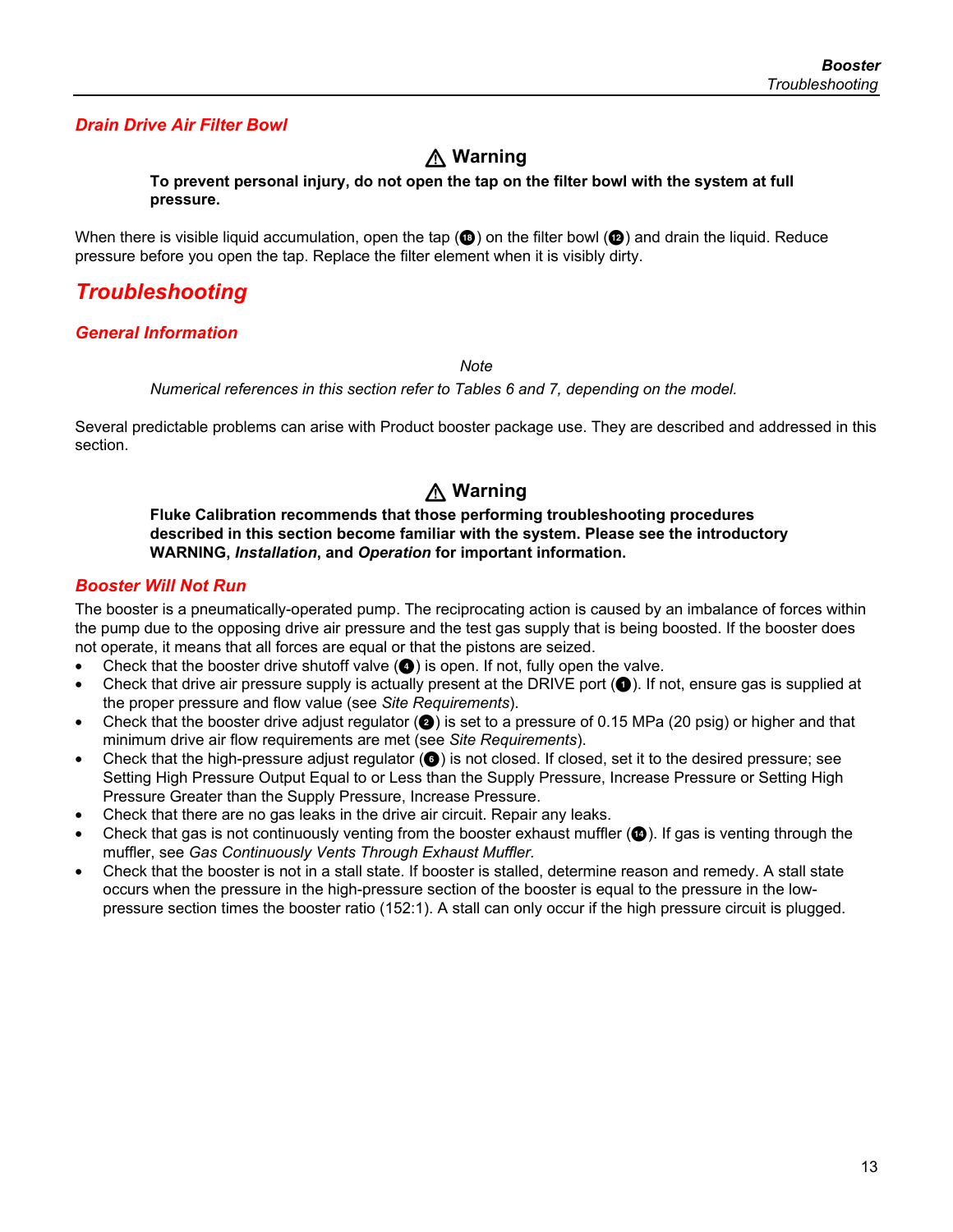### Drain Drive Air Filter Bowl

**⚠ Warning**

**To prevent personal injury, do not open the tap on the filter bowl with the system at full pressure.**

When there is visible liquid accumulation, open the tap (⓲) on the filter bowl (⓬) and drain the liquid. Reduce pressure before you open the tap. Replace the filter element when it is visibly dirty.

## Troubleshooting

### General Information

*Note*

*Numerical references in this section refer to Tables 6 and 7, depending on the model.*

Several predictable problems can arise with Product booster package use. They are described and addressed in this section.

**⚠ Warning**

**Fluke Calibration recommends that those performing troubleshooting procedures described in this section become familiar with the system. Please see the introductory WARNING, *Installation*, and *Operation* for important information.**

### Booster Will Not Run

The booster is a pneumatically-operated pump. The reciprocating action is caused by an imbalance of forces within the pump due to the opposing drive air pressure and the test gas supply that is being boosted. If the booster does not operate, it means that all forces are equal or that the pistons are seized.

- Check that the booster drive shutoff valve (❹) is open. If not, fully open the valve.
- Check that drive air pressure supply is actually present at the DRIVE port (❶). If not, ensure gas is supplied at the proper pressure and flow value (see *Site Requirements*).
- Check that the booster drive adjust regulator (❷) is set to a pressure of 0.15 MPa (20 psig) or higher and that minimum drive air flow requirements are met (see *Site Requirements*).
- Check that the high-pressure adjust regulator (❻) is not closed. If closed, set it to the desired pressure; see Setting High Pressure Output Equal to or Less than the Supply Pressure, Increase Pressure or Setting High Pressure Greater than the Supply Pressure, Increase Pressure.
- Check that there are no gas leaks in the drive air circuit. Repair any leaks.
- Check that gas is not continuously venting from the booster exhaust muffler (⓮). If gas is venting through the muffler, see *Gas Continuously Vents Through Exhaust Muffler.*
- Check that the booster is not in a stall state. If booster is stalled, determine reason and remedy. A stall state occurs when the pressure in the high-pressure section of the booster is equal to the pressure in the low-pressure section times the booster ratio (152:1). A stall can only occur if the high pressure circuit is plugged.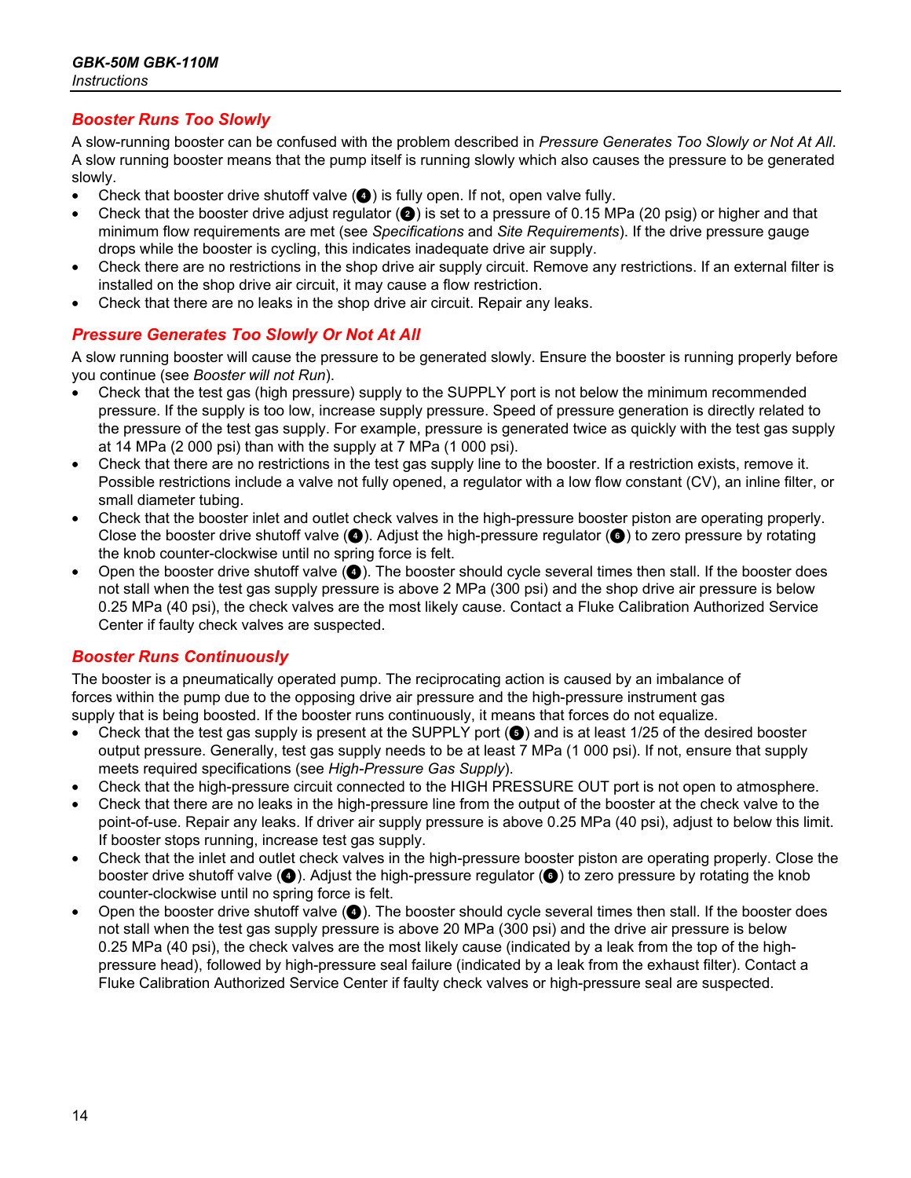## Booster Runs Too Slowly

A slow-running booster can be confused with the problem described in *Pressure Generates Too Slowly or Not At All*. A slow running booster means that the pump itself is running slowly which also causes the pressure to be generated slowly.

- Check that booster drive shutoff valve (❹) is fully open. If not, open valve fully.
- Check that the booster drive adjust regulator (❷) is set to a pressure of 0.15 MPa (20 psig) or higher and that minimum flow requirements are met (see *Specifications* and *Site Requirements*). If the drive pressure gauge drops while the booster is cycling, this indicates inadequate drive air supply.
- Check there are no restrictions in the shop drive air supply circuit. Remove any restrictions. If an external filter is installed on the shop drive air circuit, it may cause a flow restriction.
- Check that there are no leaks in the shop drive air circuit. Repair any leaks.

## Pressure Generates Too Slowly Or Not At All

A slow running booster will cause the pressure to be generated slowly. Ensure the booster is running properly before you continue (see *Booster will not Run*).

- Check that the test gas (high pressure) supply to the SUPPLY port is not below the minimum recommended pressure. If the supply is too low, increase supply pressure. Speed of pressure generation is directly related to the pressure of the test gas supply. For example, pressure is generated twice as quickly with the test gas supply at 14 MPa (2 000 psi) than with the supply at 7 MPa (1 000 psi).
- Check that there are no restrictions in the test gas supply line to the booster. If a restriction exists, remove it. Possible restrictions include a valve not fully opened, a regulator with a low flow constant (CV), an inline filter, or small diameter tubing.
- Check that the booster inlet and outlet check valves in the high-pressure booster piston are operating properly. Close the booster drive shutoff valve (❹). Adjust the high-pressure regulator (❻) to zero pressure by rotating the knob counter-clockwise until no spring force is felt.
- Open the booster drive shutoff valve (❹). The booster should cycle several times then stall. If the booster does not stall when the test gas supply pressure is above 2 MPa (300 psi) and the shop drive air pressure is below 0.25 MPa (40 psi), the check valves are the most likely cause. Contact a Fluke Calibration Authorized Service Center if faulty check valves are suspected.

## Booster Runs Continuously

The booster is a pneumatically operated pump. The reciprocating action is caused by an imbalance of forces within the pump due to the opposing drive air pressure and the high-pressure instrument gas supply that is being boosted. If the booster runs continuously, it means that forces do not equalize.

- Check that the test gas supply is present at the SUPPLY port (❺) and is at least 1/25 of the desired booster output pressure. Generally, test gas supply needs to be at least 7 MPa (1 000 psi). If not, ensure that supply meets required specifications (see *High-Pressure Gas Supply*).
- Check that the high-pressure circuit connected to the HIGH PRESSURE OUT port is not open to atmosphere.
- Check that there are no leaks in the high-pressure line from the output of the booster at the check valve to the point-of-use. Repair any leaks. If driver air supply pressure is above 0.25 MPa (40 psi), adjust to below this limit. If booster stops running, increase test gas supply.
- Check that the inlet and outlet check valves in the high-pressure booster piston are operating properly. Close the booster drive shutoff valve (❹). Adjust the high-pressure regulator (❻) to zero pressure by rotating the knob counter-clockwise until no spring force is felt.
- Open the booster drive shutoff valve (❹). The booster should cycle several times then stall. If the booster does not stall when the test gas supply pressure is above 20 MPa (300 psi) and the drive air pressure is below 0.25 MPa (40 psi), the check valves are the most likely cause (indicated by a leak from the top of the high-pressure head), followed by high-pressure seal failure (indicated by a leak from the exhaust filter). Contact a Fluke Calibration Authorized Service Center if faulty check valves or high-pressure seal are suspected.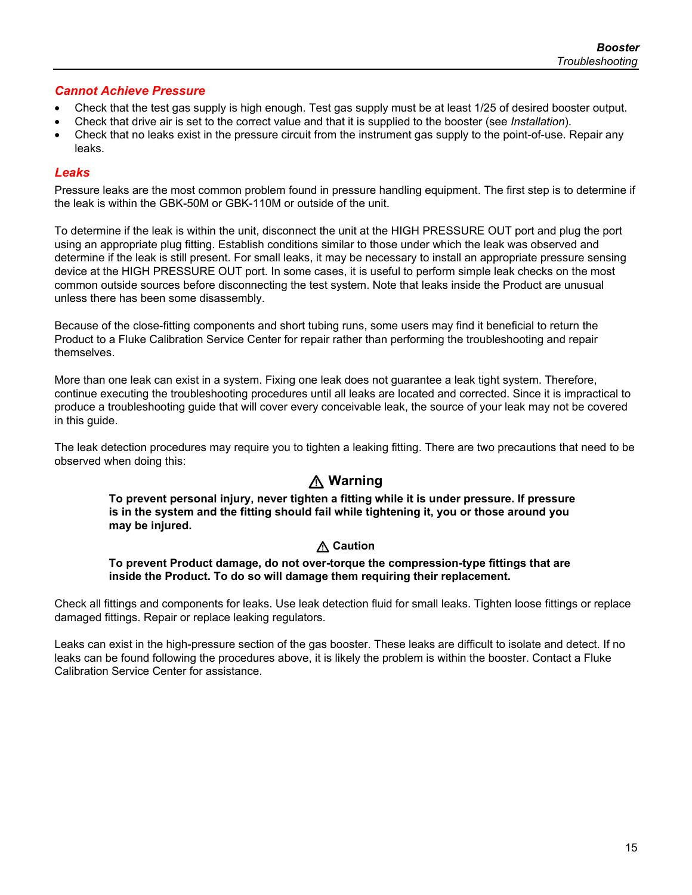### Cannot Achieve Pressure

- Check that the test gas supply is high enough. Test gas supply must be at least 1/25 of desired booster output.
- Check that drive air is set to the correct value and that it is supplied to the booster (see *Installation*).
- Check that no leaks exist in the pressure circuit from the instrument gas supply to the point-of-use. Repair any leaks.

### Leaks

Pressure leaks are the most common problem found in pressure handling equipment. The first step is to determine if the leak is within the GBK-50M or GBK-110M or outside of the unit.

To determine if the leak is within the unit, disconnect the unit at the HIGH PRESSURE OUT port and plug the port using an appropriate plug fitting. Establish conditions similar to those under which the leak was observed and determine if the leak is still present. For small leaks, it may be necessary to install an appropriate pressure sensing device at the HIGH PRESSURE OUT port. In some cases, it is useful to perform simple leak checks on the most common outside sources before disconnecting the test system. Note that leaks inside the Product are unusual unless there has been some disassembly.

Because of the close-fitting components and short tubing runs, some users may find it beneficial to return the Product to a Fluke Calibration Service Center for repair rather than performing the troubleshooting and repair themselves.

More than one leak can exist in a system. Fixing one leak does not guarantee a leak tight system. Therefore, continue executing the troubleshooting procedures until all leaks are located and corrected. Since it is impractical to produce a troubleshooting guide that will cover every conceivable leak, the source of your leak may not be covered in this guide.

The leak detection procedures may require you to tighten a leaking fitting. There are two precautions that need to be observed when doing this:

**⚠ Warning**

**To prevent personal injury, never tighten a fitting while it is under pressure. If pressure is in the system and the fitting should fail while tightening it, you or those around you may be injured.**

**⚠ Caution**

**To prevent Product damage, do not over-torque the compression-type fittings that are inside the Product. To do so will damage them requiring their replacement.**

Check all fittings and components for leaks. Use leak detection fluid for small leaks. Tighten loose fittings or replace damaged fittings. Repair or replace leaking regulators.

Leaks can exist in the high-pressure section of the gas booster. These leaks are difficult to isolate and detect. If no leaks can be found following the procedures above, it is likely the problem is within the booster. Contact a Fluke Calibration Service Center for assistance.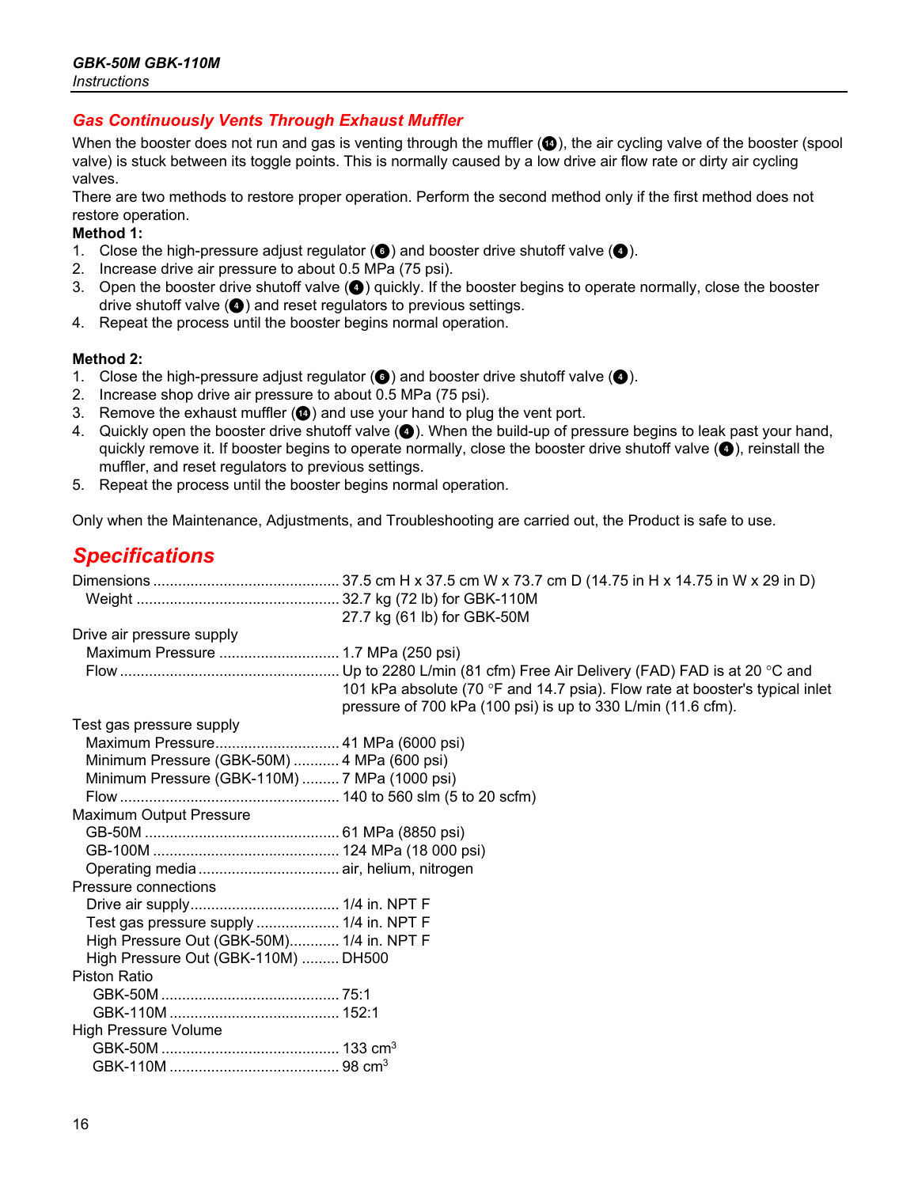## Gas Continuously Vents Through Exhaust Muffler

When the booster does not run and gas is venting through the muffler (⓮), the air cycling valve of the booster (spool valve) is stuck between its toggle points. This is normally caused by a low drive air flow rate or dirty air cycling valves.

There are two methods to restore proper operation. Perform the second method only if the first method does not restore operation.

**Method 1:**

1. Close the high-pressure adjust regulator (❻) and booster drive shutoff valve (❹).
2. Increase drive air pressure to about 0.5 MPa (75 psi).
3. Open the booster drive shutoff valve (❹) quickly. If the booster begins to operate normally, close the booster drive shutoff valve (❹) and reset regulators to previous settings.
4. Repeat the process until the booster begins normal operation.

**Method 2:**

1. Close the high-pressure adjust regulator (❻) and booster drive shutoff valve (❹).
2. Increase shop drive air pressure to about 0.5 MPa (75 psi).
3. Remove the exhaust muffler (⓮) and use your hand to plug the vent port.
4. Quickly open the booster drive shutoff valve (❹). When the build-up of pressure begins to leak past your hand, quickly remove it. If booster begins to operate normally, close the booster drive shutoff valve (❹), reinstall the muffler, and reset regulators to previous settings.
5. Repeat the process until the booster begins normal operation.

Only when the Maintenance, Adjustments, and Troubleshooting are carried out, the Product is safe to use.

# Specifications

| | |
|---|---|
| Dimensions | 37.5 cm H x 37.5 cm W x 73.7 cm D (14.75 in H x 14.75 in W x 29 in D) |
| Weight | 32.7 kg (72 lb) for GBK-110M<br>27.7 kg (61 lb) for GBK-50M |
| Drive air pressure supply | |
| Maximum Pressure | 1.7 MPa (250 psi) |
| Flow | Up to 2280 L/min (81 cfm) Free Air Delivery (FAD) FAD is at 20 °C and 101 kPa absolute (70 °F and 14.7 psia). Flow rate at booster's typical inlet pressure of 700 kPa (100 psi) is up to 330 L/min (11.6 cfm). |
| Test gas pressure supply | |
| Maximum Pressure | 41 MPa (6000 psi) |
| Minimum Pressure (GBK-50M) | 4 MPa (600 psi) |
| Minimum Pressure (GBK-110M) | 7 MPa (1000 psi) |
| Flow | 140 to 560 slm (5 to 20 scfm) |
| Maximum Output Pressure | |
| GB-50M | 61 MPa (8850 psi) |
| GB-100M | 124 MPa (18 000 psi) |
| Operating media | air, helium, nitrogen |
| Pressure connections | |
| Drive air supply | 1/4 in. NPT F |
| Test gas pressure supply | 1/4 in. NPT F |
| High Pressure Out (GBK-50M) | 1/4 in. NPT F |
| High Pressure Out (GBK-110M) | DH500 |
| Piston Ratio | |
| GBK-50M | 75:1 |
| GBK-110M | 152:1 |
| High Pressure Volume | |
| GBK-50M | 133 $cm^3$ |
| GBK-110M | 98 $cm^3$ |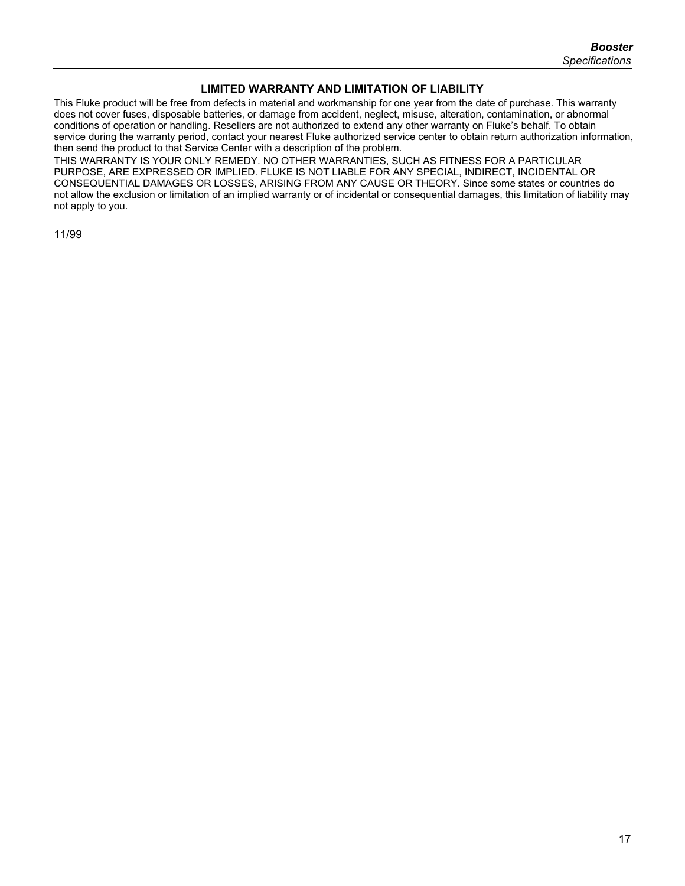## LIMITED WARRANTY AND LIMITATION OF LIABILITY

This Fluke product will be free from defects in material and workmanship for one year from the date of purchase. This warranty does not cover fuses, disposable batteries, or damage from accident, neglect, misuse, alteration, contamination, or abnormal conditions of operation or handling. Resellers are not authorized to extend any other warranty on Fluke's behalf. To obtain service during the warranty period, contact your nearest Fluke authorized service center to obtain return authorization information, then send the product to that Service Center with a description of the problem.

THIS WARRANTY IS YOUR ONLY REMEDY. NO OTHER WARRANTIES, SUCH AS FITNESS FOR A PARTICULAR PURPOSE, ARE EXPRESSED OR IMPLIED. FLUKE IS NOT LIABLE FOR ANY SPECIAL, INDIRECT, INCIDENTAL OR CONSEQUENTIAL DAMAGES OR LOSSES, ARISING FROM ANY CAUSE OR THEORY. Since some states or countries do not allow the exclusion or limitation of an implied warranty or of incidental or consequential damages, this limitation of liability may not apply to you.

11/99